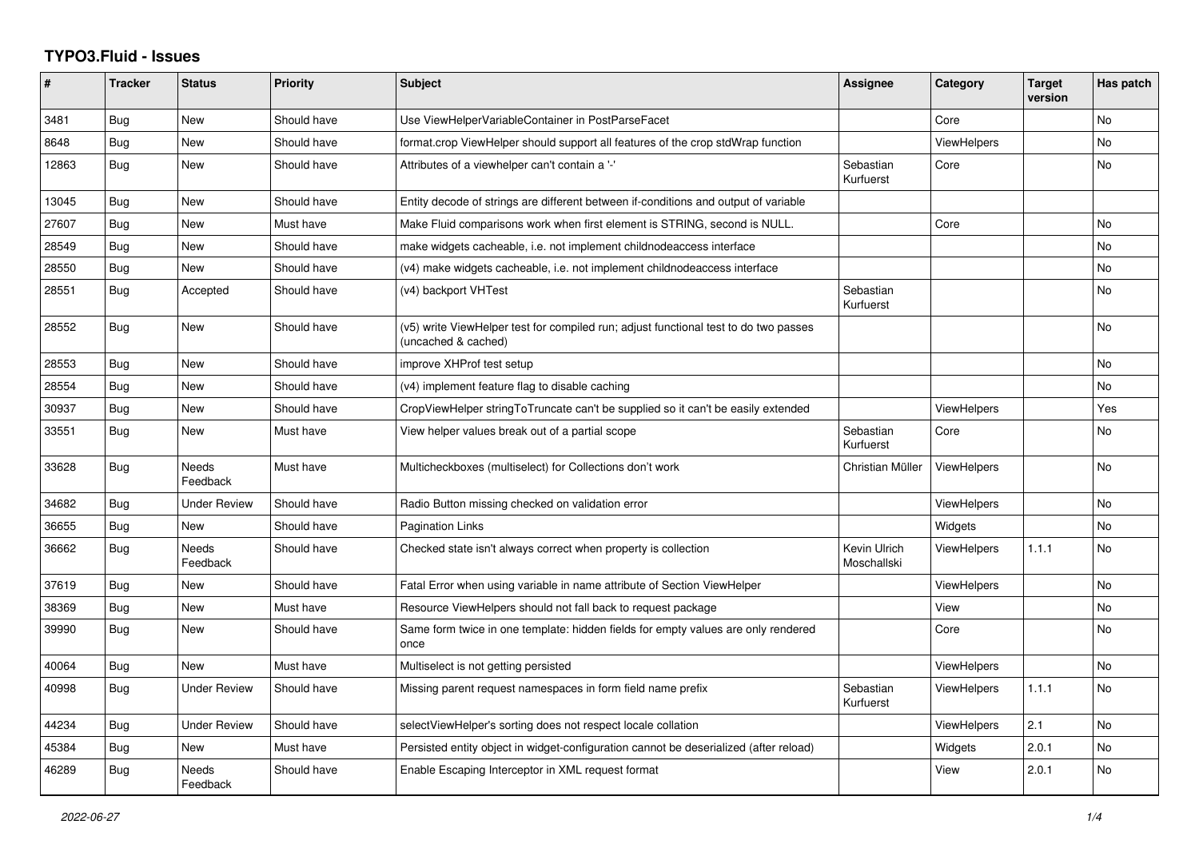# TYPO3.Fluid - Issues

| # | Tracker | Status | Priority | Subject | Assignee | Category | Target version | Has patch |
|---|---|---|---|---|---|---|---|---|
| 3481 | Bug | New | Should have | Use ViewHelperVariableContainer in PostParseFacet | | Core | | No |
| 8648 | Bug | New | Should have | format.crop ViewHelper should support all features of the crop stdWrap function | | ViewHelpers | | No |
| 12863 | Bug | New | Should have | Attributes of a viewhelper can't contain a '-' | Sebastian Kurfuerst | Core | | No |
| 13045 | Bug | New | Should have | Entity decode of strings are different between if-conditions and output of variable | | | | |
| 27607 | Bug | New | Must have | Make Fluid comparisons work when first element is STRING, second is NULL. | | Core | | No |
| 28549 | Bug | New | Should have | make widgets cacheable, i.e. not implement childnodeaccess interface | | | | No |
| 28550 | Bug | New | Should have | (v4) make widgets cacheable, i.e. not implement childnodeaccess interface | | | | No |
| 28551 | Bug | Accepted | Should have | (v4) backport VHTest | Sebastian Kurfuerst | | | No |
| 28552 | Bug | New | Should have | (v5) write ViewHelper test for compiled run; adjust functional test to do two passes (uncached & cached) | | | | No |
| 28553 | Bug | New | Should have | improve XHProf test setup | | | | No |
| 28554 | Bug | New | Should have | (v4) implement feature flag to disable caching | | | | No |
| 30937 | Bug | New | Should have | CropViewHelper stringToTruncate can't be supplied so it can't be easily extended | | ViewHelpers | | Yes |
| 33551 | Bug | New | Must have | View helper values break out of a partial scope | Sebastian Kurfuerst | Core | | No |
| 33628 | Bug | Needs Feedback | Must have | Multicheckboxes (multiselect) for Collections don't work | Christian Müller | ViewHelpers | | No |
| 34682 | Bug | Under Review | Should have | Radio Button missing checked on validation error | | ViewHelpers | | No |
| 36655 | Bug | New | Should have | Pagination Links | | Widgets | | No |
| 36662 | Bug | Needs Feedback | Should have | Checked state isn't always correct when property is collection | Kevin Ulrich Moschallski | ViewHelpers | 1.1.1 | No |
| 37619 | Bug | New | Should have | Fatal Error when using variable in name attribute of Section ViewHelper | | ViewHelpers | | No |
| 38369 | Bug | New | Must have | Resource ViewHelpers should not fall back to request package | | View | | No |
| 39990 | Bug | New | Should have | Same form twice in one template: hidden fields for empty values are only rendered once | | Core | | No |
| 40064 | Bug | New | Must have | Multiselect is not getting persisted | | ViewHelpers | | No |
| 40998 | Bug | Under Review | Should have | Missing parent request namespaces in form field name prefix | Sebastian Kurfuerst | ViewHelpers | 1.1.1 | No |
| 44234 | Bug | Under Review | Should have | selectViewHelper's sorting does not respect locale collation | | ViewHelpers | 2.1 | No |
| 45384 | Bug | New | Must have | Persisted entity object in widget-configuration cannot be deserialized (after reload) | | Widgets | 2.0.1 | No |
| 46289 | Bug | Needs Feedback | Should have | Enable Escaping Interceptor in XML request format | | View | 2.0.1 | No |

2022-06-27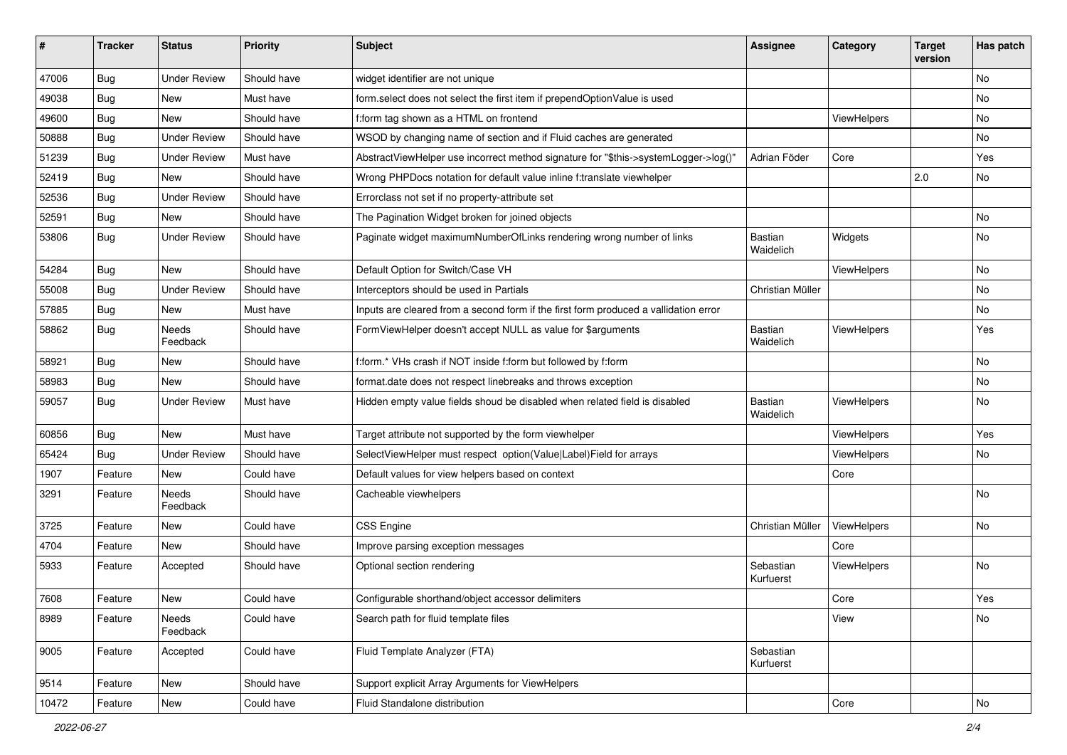| # | Tracker | Status | Priority | Subject | Assignee | Category | Target version | Has patch |
|---|---|---|---|---|---|---|---|---|
| 47006 | Bug | Under Review | Should have | widget identifier are not unique | | | | No |
| 49038 | Bug | New | Must have | form.select does not select the first item if prependOptionValue is used | | | | No |
| 49600 | Bug | New | Should have | f:form tag shown as a HTML on frontend | | ViewHelpers | | No |
| 50888 | Bug | Under Review | Should have | WSOD by changing name of section and if Fluid caches are generated | | | | No |
| 51239 | Bug | Under Review | Must have | AbstractViewHelper use incorrect method signature for "$this->systemLogger->log()" | Adrian Föder | Core | | Yes |
| 52419 | Bug | New | Should have | Wrong PHPDocs notation for default value inline f:translate viewhelper | | | 2.0 | No |
| 52536 | Bug | Under Review | Should have | Errorclass not set if no property-attribute set | | | | |
| 52591 | Bug | New | Should have | The Pagination Widget broken for joined objects | | | | No |
| 53806 | Bug | Under Review | Should have | Paginate widget maximumNumberOfLinks rendering wrong number of links | Bastian Waidelich | Widgets | | No |
| 54284 | Bug | New | Should have | Default Option for Switch/Case VH | | ViewHelpers | | No |
| 55008 | Bug | Under Review | Should have | Interceptors should be used in Partials | Christian Müller | | | No |
| 57885 | Bug | New | Must have | Inputs are cleared from a second form if the first form produced a vallidation error | | | | No |
| 58862 | Bug | Needs Feedback | Should have | FormViewHelper doesn't accept NULL as value for $arguments | Bastian Waidelich | ViewHelpers | | Yes |
| 58921 | Bug | New | Should have | f:form.* VHs crash if NOT inside f:form but followed by f:form | | | | No |
| 58983 | Bug | New | Should have | format.date does not respect linebreaks and throws exception | | | | No |
| 59057 | Bug | Under Review | Must have | Hidden empty value fields shoud be disabled when related field is disabled | Bastian Waidelich | ViewHelpers | | No |
| 60856 | Bug | New | Must have | Target attribute not supported by the form viewhelper | | ViewHelpers | | Yes |
| 65424 | Bug | Under Review | Should have | SelectViewHelper must respect option(Value\|Label)Field for arrays | | ViewHelpers | | No |
| 1907 | Feature | New | Could have | Default values for view helpers based on context | | Core | | |
| 3291 | Feature | Needs Feedback | Should have | Cacheable viewhelpers | | | | No |
| 3725 | Feature | New | Could have | CSS Engine | Christian Müller | ViewHelpers | | No |
| 4704 | Feature | New | Should have | Improve parsing exception messages | | Core | | |
| 5933 | Feature | Accepted | Should have | Optional section rendering | Sebastian Kurfuerst | ViewHelpers | | No |
| 7608 | Feature | New | Could have | Configurable shorthand/object accessor delimiters | | Core | | Yes |
| 8989 | Feature | Needs Feedback | Could have | Search path for fluid template files | | View | | No |
| 9005 | Feature | Accepted | Could have | Fluid Template Analyzer (FTA) | Sebastian Kurfuerst | | | |
| 9514 | Feature | New | Should have | Support explicit Array Arguments for ViewHelpers | | | | |
| 10472 | Feature | New | Could have | Fluid Standalone distribution | | Core | | No |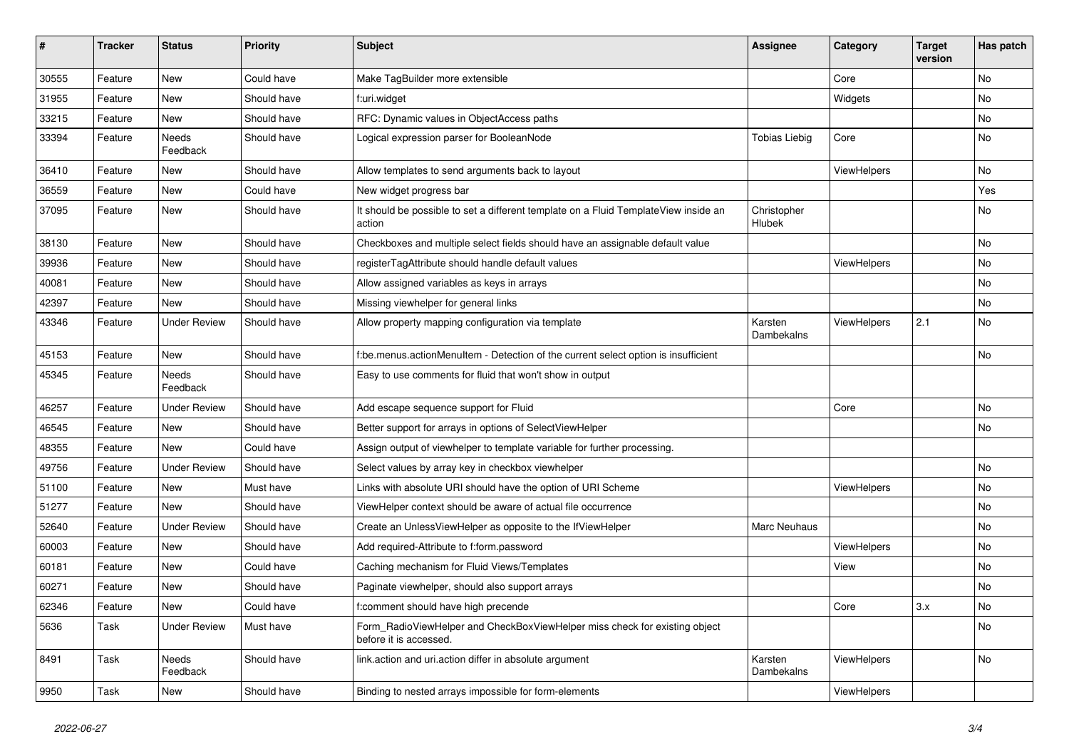| # | Tracker | Status | Priority | Subject | Assignee | Category | Target version | Has patch |
|---|---|---|---|---|---|---|---|---|
| 30555 | Feature | New | Could have | Make TagBuilder more extensible | | Core | | No |
| 31955 | Feature | New | Should have | f:uri.widget | | Widgets | | No |
| 33215 | Feature | New | Should have | RFC: Dynamic values in ObjectAccess paths | | | | No |
| 33394 | Feature | Needs Feedback | Should have | Logical expression parser for BooleanNode | Tobias Liebig | Core | | No |
| 36410 | Feature | New | Should have | Allow templates to send arguments back to layout | | ViewHelpers | | No |
| 36559 | Feature | New | Could have | New widget progress bar | | | | Yes |
| 37095 | Feature | New | Should have | It should be possible to set a different template on a Fluid TemplateView inside an action | Christopher Hlubek | | | No |
| 38130 | Feature | New | Should have | Checkboxes and multiple select fields should have an assignable default value | | | | No |
| 39936 | Feature | New | Should have | registerTagAttribute should handle default values | | ViewHelpers | | No |
| 40081 | Feature | New | Should have | Allow assigned variables as keys in arrays | | | | No |
| 42397 | Feature | New | Should have | Missing viewhelper for general links | | | | No |
| 43346 | Feature | Under Review | Should have | Allow property mapping configuration via template | Karsten Dambekalns | ViewHelpers | 2.1 | No |
| 45153 | Feature | New | Should have | f:be.menus.actionMenuItem - Detection of the current select option is insufficient | | | | No |
| 45345 | Feature | Needs Feedback | Should have | Easy to use comments for fluid that won't show in output | | | | |
| 46257 | Feature | Under Review | Should have | Add escape sequence support for Fluid | | Core | | No |
| 46545 | Feature | New | Should have | Better support for arrays in options of SelectViewHelper | | | | No |
| 48355 | Feature | New | Could have | Assign output of viewhelper to template variable for further processing. | | | | |
| 49756 | Feature | Under Review | Should have | Select values by array key in checkbox viewhelper | | | | No |
| 51100 | Feature | New | Must have | Links with absolute URI should have the option of URI Scheme | | ViewHelpers | | No |
| 51277 | Feature | New | Should have | ViewHelper context should be aware of actual file occurrence | | | | No |
| 52640 | Feature | Under Review | Should have | Create an UnlessViewHelper as opposite to the IfViewHelper | Marc Neuhaus | | | No |
| 60003 | Feature | New | Should have | Add required-Attribute to f:form.password | | ViewHelpers | | No |
| 60181 | Feature | New | Could have | Caching mechanism for Fluid Views/Templates | | View | | No |
| 60271 | Feature | New | Should have | Paginate viewhelper, should also support arrays | | | | No |
| 62346 | Feature | New | Could have | f:comment should have high precende | | Core | 3.x | No |
| 5636 | Task | Under Review | Must have | Form_RadioViewHelper and CheckBoxViewHelper miss check for existing object before it is accessed. | | | | No |
| 8491 | Task | Needs Feedback | Should have | link.action and uri.action differ in absolute argument | Karsten Dambekalns | ViewHelpers | | No |
| 9950 | Task | New | Should have | Binding to nested arrays impossible for form-elements | | ViewHelpers | | |

*2022-06-27*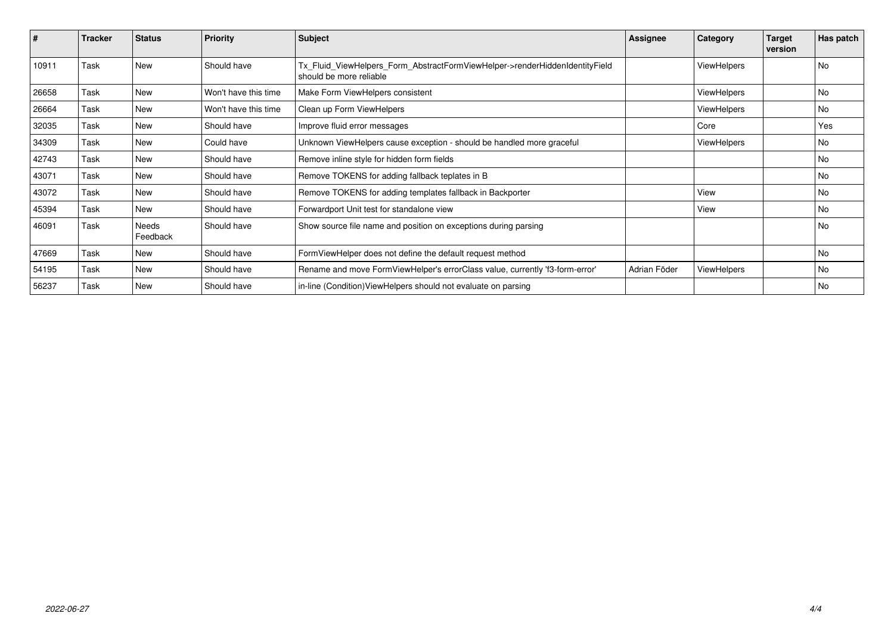| # | Tracker | Status | Priority | Subject | Assignee | Category | Target version | Has patch |
|---|---|---|---|---|---|---|---|---|
| 10911 | Task | New | Should have | Tx_Fluid_ViewHelpers_Form_AbstractFormViewHelper->renderHiddenIdentityField should be more reliable | | ViewHelpers | | No |
| 26658 | Task | New | Won't have this time | Make Form ViewHelpers consistent | | ViewHelpers | | No |
| 26664 | Task | New | Won't have this time | Clean up Form ViewHelpers | | ViewHelpers | | No |
| 32035 | Task | New | Should have | Improve fluid error messages | | Core | | Yes |
| 34309 | Task | New | Could have | Unknown ViewHelpers cause exception - should be handled more graceful | | ViewHelpers | | No |
| 42743 | Task | New | Should have | Remove inline style for hidden form fields | | | | No |
| 43071 | Task | New | Should have | Remove TOKENS for adding fallback teplates in B | | | | No |
| 43072 | Task | New | Should have | Remove TOKENS for adding templates fallback in Backporter | | View | | No |
| 45394 | Task | New | Should have | Forwardport Unit test for standalone view | | View | | No |
| 46091 | Task | Needs Feedback | Should have | Show source file name and position on exceptions during parsing | | | | No |
| 47669 | Task | New | Should have | FormViewHelper does not define the default request method | | | | No |
| 54195 | Task | New | Should have | Rename and move FormViewHelper's errorClass value, currently 'f3-form-error' | Adrian Föder | ViewHelpers | | No |
| 56237 | Task | New | Should have | in-line (Condition)ViewHelpers should not evaluate on parsing | | | | No |

*2022-06-27*